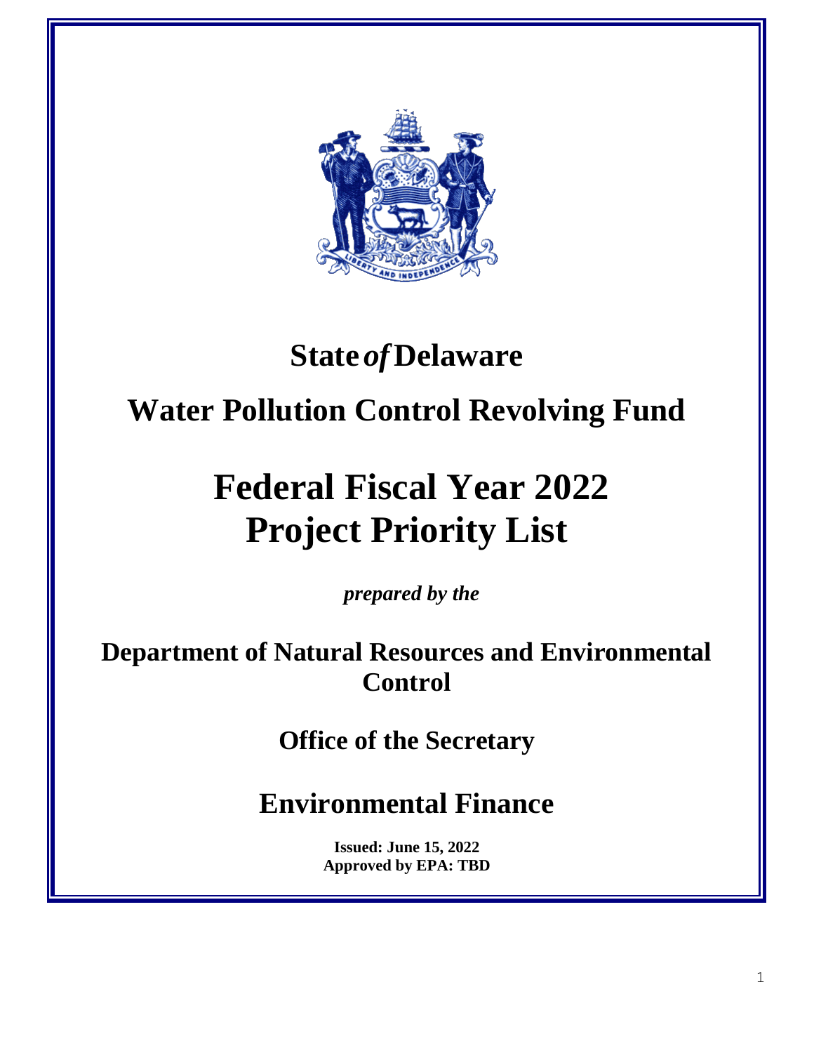# State *of* Delaware

## Water Pollution Control Revolving Fund

# Federal Fiscal Year 2022 Project Priority List

*prepared by the*

## Department of Natural Resources and Environmental Control

## Office of the Secretary

## Environmental Finance

**Issued: June 15, 2022**
**Approved by EPA: TBD**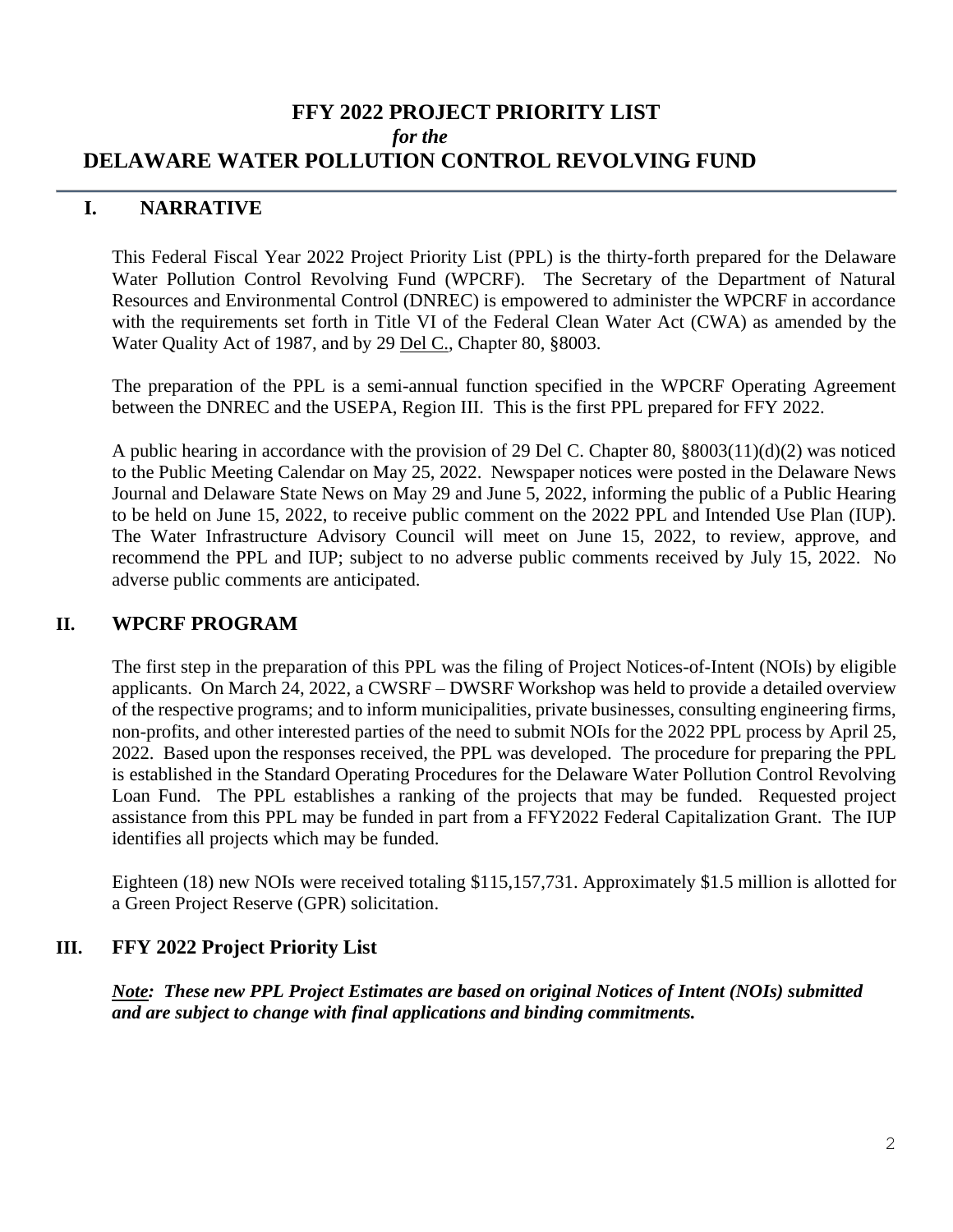# FFY 2022 PROJECT PRIORITY LIST

***for the***

# DELAWARE WATER POLLUTION CONTROL REVOLVING FUND

## I. NARRATIVE

This Federal Fiscal Year 2022 Project Priority List (PPL) is the thirty-forth prepared for the Delaware Water Pollution Control Revolving Fund (WPCRF). The Secretary of the Department of Natural Resources and Environmental Control (DNREC) is empowered to administer the WPCRF in accordance with the requirements set forth in Title VI of the Federal Clean Water Act (CWA) as amended by the Water Quality Act of 1987, and by 29 Del C., Chapter 80, §8003.

The preparation of the PPL is a semi-annual function specified in the WPCRF Operating Agreement between the DNREC and the USEPA, Region III. This is the first PPL prepared for FFY 2022.

A public hearing in accordance with the provision of 29 Del C. Chapter 80, §8003(11)(d)(2) was noticed to the Public Meeting Calendar on May 25, 2022. Newspaper notices were posted in the Delaware News Journal and Delaware State News on May 29 and June 5, 2022, informing the public of a Public Hearing to be held on June 15, 2022, to receive public comment on the 2022 PPL and Intended Use Plan (IUP). The Water Infrastructure Advisory Council will meet on June 15, 2022, to review, approve, and recommend the PPL and IUP; subject to no adverse public comments received by July 15, 2022. No adverse public comments are anticipated.

## II. WPCRF PROGRAM

The first step in the preparation of this PPL was the filing of Project Notices-of-Intent (NOIs) by eligible applicants. On March 24, 2022, a CWSRF – DWSRF Workshop was held to provide a detailed overview of the respective programs; and to inform municipalities, private businesses, consulting engineering firms, non-profits, and other interested parties of the need to submit NOIs for the 2022 PPL process by April 25, 2022. Based upon the responses received, the PPL was developed. The procedure for preparing the PPL is established in the Standard Operating Procedures for the Delaware Water Pollution Control Revolving Loan Fund. The PPL establishes a ranking of the projects that may be funded. Requested project assistance from this PPL may be funded in part from a FFY2022 Federal Capitalization Grant. The IUP identifies all projects which may be funded.

Eighteen (18) new NOIs were received totaling $115,157,731. Approximately $1.5 million is allotted for a Green Project Reserve (GPR) solicitation.

## III. FFY 2022 Project Priority List

***Note: These new PPL Project Estimates are based on original Notices of Intent (NOIs) submitted and are subject to change with final applications and binding commitments.***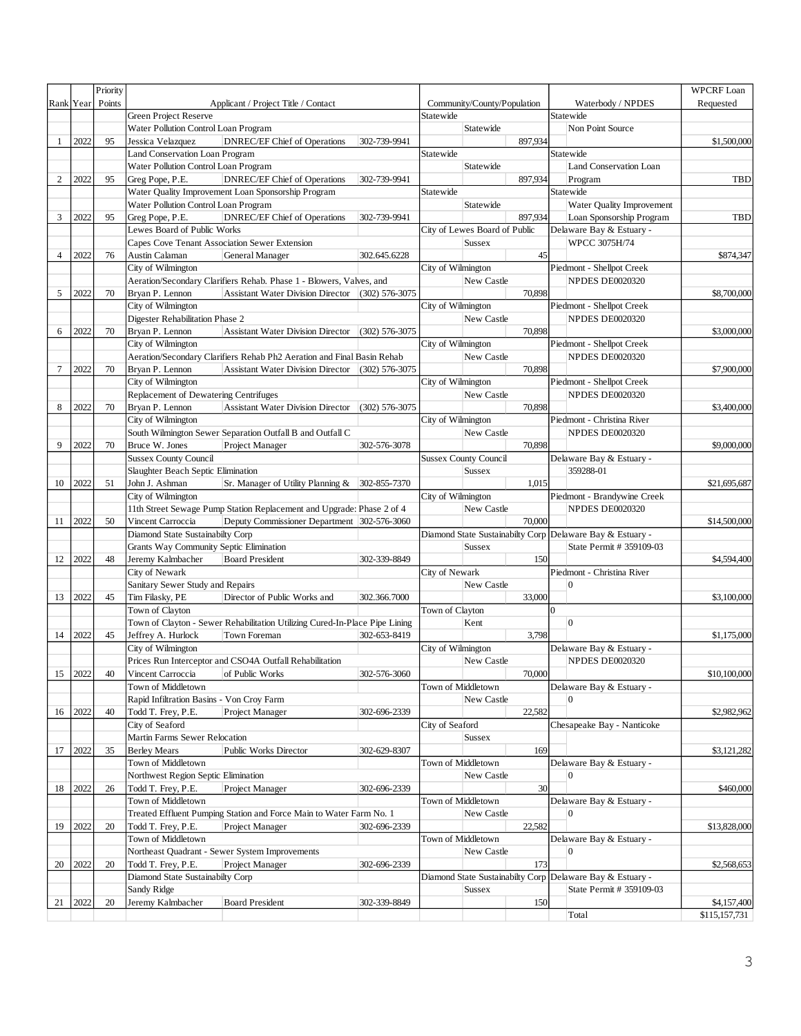| Rank | Year | Priority Points | Applicant / Project Title / Contact | | | Community/County/Population | | | Waterbody / NPDES | | WPCRF Loan Requested |
|---|---|---|---|---|---|---|---|---|---|---|---|
| | | | Green Project Reserve | | | Statewide | | | Statewide | | |
| | | | Water Pollution Control Loan Program | | | | Statewide | | | Non Point Source | |
| 1 | 2022 | 95 | Jessica Velazquez | DNREC/EF Chief of Operations | 302-739-9941 | | | 897,934 | | | $1,500,000 |
| | | | Land Conservation Loan Program | | | Statewide | | | Statewide | | |
| | | | Water Pollution Control Loan Program | | | | Statewide | | | Land Conservation Loan | |
| 2 | 2022 | 95 | Greg Pope, P.E. | DNREC/EF Chief of Operations | 302-739-9941 | | | 897,934 | | Program | TBD |
| | | | Water Quality Improvement Loan Sponsorship Program | | | Statewide | | | Statewide | | |
| | | | Water Pollution Control Loan Program | | | | Statewide | | | Water Quality Improvement | |
| 3 | 2022 | 95 | Greg Pope, P.E. | DNREC/EF Chief of Operations | 302-739-9941 | | | 897,934 | | Loan Sponsorship Program | TBD |
| | | | Lewes Board of Public Works | | | City of Lewes Board of Public | | | Delaware Bay & Estuary - | | |
| | | | Capes Cove Tenant Association Sewer Extension | | | | Sussex | | | WPCC 3075H/74 | |
| 4 | 2022 | 76 | Austin Calaman | General Manager | 302.645.6228 | | | 45 | | | $874,347 |
| | | | City of Wilmington | | | City of Wilmington | | | Piedmont - Shellpot Creek | | |
| | | | Aeration/Secondary Clarifiers Rehab. Phase 1 - Blowers, Valves, and | | | | New Castle | | | NPDES DE0020320 | |
| 5 | 2022 | 70 | Bryan P. Lennon | Assistant Water Division Director | (302) 576-3075 | | | 70,898 | | | $8,700,000 |
| | | | City of Wilmington | | | City of Wilmington | | | Piedmont - Shellpot Creek | | |
| | | | Digester Rehabilitation Phase 2 | | | | New Castle | | | NPDES DE0020320 | |
| 6 | 2022 | 70 | Bryan P. Lennon | Assistant Water Division Director | (302) 576-3075 | | | 70,898 | | | $3,000,000 |
| | | | City of Wilmington | | | City of Wilmington | | | Piedmont - Shellpot Creek | | |
| | | | Aeration/Secondary Clarifiers Rehab Ph2 Aeration and Final Basin Rehab | | | | New Castle | | | NPDES DE0020320 | |
| 7 | 2022 | 70 | Bryan P. Lennon | Assistant Water Division Director | (302) 576-3075 | | | 70,898 | | | $7,900,000 |
| | | | City of Wilmington | | | City of Wilmington | | | Piedmont - Shellpot Creek | | |
| | | | Replacement of Dewatering Centrifuges | | | | New Castle | | | NPDES DE0020320 | |
| 8 | 2022 | 70 | Bryan P. Lennon | Assistant Water Division Director | (302) 576-3075 | | | 70,898 | | | $3,400,000 |
| | | | City of Wilmington | | | City of Wilmington | | | Piedmont - Christina River | | |
| | | | South Wilmington Sewer Separation Outfall B and Outfall C | | | | New Castle | | | NPDES DE0020320 | |
| 9 | 2022 | 70 | Bruce W. Jones | Project Manager | 302-576-3078 | | | 70,898 | | | $9,000,000 |
| | | | Sussex County Council | | | Sussex County Council | | | Delaware Bay & Estuary - | | |
| | | | Slaughter Beach Septic Elimination | | | | Sussex | | | 359288-01 | |
| 10 | 2022 | 51 | John J. Ashman | Sr. Manager of Utility Planning & | 302-855-7370 | | | 1,015 | | | $21,695,687 |
| | | | City of Wilmington | | | City of Wilmington | | | Piedmont - Brandywine Creek | | |
| | | | 11th Street Sewage Pump Station Replacement and Upgrade: Phase 2 of 4 | | | | New Castle | | | NPDES DE0020320 | |
| 11 | 2022 | 50 | Vincent Carroccia | Deputy Commissioner Department | 302-576-3060 | | | 70,000 | | | $14,500,000 |
| | | | Diamond State Sustainabilty Corp | | | Diamond State Sustainabilty Corp | | | Delaware Bay & Estuary - | | |
| | | | Grants Way Community Septic Elimination | | | | Sussex | | | State Permit # 359109-03 | |
| 12 | 2022 | 48 | Jeremy Kalmbacher | Board President | 302-339-8849 | | | 150 | | | $4,594,400 |
| | | | City of Newark | | | City of Newark | | | Piedmont - Christina River | | |
| | | | Sanitary Sewer Study and Repairs | | | | New Castle | | | 0 | |
| 13 | 2022 | 45 | Tim Filasky, PE | Director of Public Works and | 302.366.7000 | | | 33,000 | | | $3,100,000 |
| | | | Town of Clayton | | | Town of Clayton | | | 0 | | |
| | | | Town of Clayton - Sewer Rehabilitation Utilizing Cured-In-Place Pipe Lining | | | | Kent | | | 0 | |
| 14 | 2022 | 45 | Jeffrey A. Hurlock | Town Foreman | 302-653-8419 | | | 3,798 | | | $1,175,000 |
| | | | City of Wilmington | | | City of Wilmington | | | Delaware Bay & Estuary - | | |
| | | | Prices Run Interceptor and CSO4A Outfall Rehabilitation | | | | New Castle | | | NPDES DE0020320 | |
| 15 | 2022 | 40 | Vincent Carroccia | of Public Works | 302-576-3060 | | | 70,000 | | | $10,100,000 |
| | | | Town of Middletown | | | Town of Middletown | | | Delaware Bay & Estuary - | | |
| | | | Rapid Infiltration Basins - Von Croy Farm | | | | New Castle | | | 0 | |
| 16 | 2022 | 40 | Todd T. Frey, P.E. | Project Manager | 302-696-2339 | | | 22,582 | | | $2,982,962 |
| | | | City of Seaford | | | City of Seaford | | | Chesapeake Bay - Nanticoke | | |
| | | | Martin Farms Sewer Relocation | | | | Sussex | | | | |
| 17 | 2022 | 35 | Berley Mears | Public Works Director | 302-629-8307 | | | 169 | | | $3,121,282 |
| | | | Town of Middletown | | | Town of Middletown | | | Delaware Bay & Estuary - | | |
| | | | Northwest Region Septic Elimination | | | | New Castle | | | 0 | |
| 18 | 2022 | 26 | Todd T. Frey, P.E. | Project Manager | 302-696-2339 | | | 30 | | | $460,000 |
| | | | Town of Middletown | | | Town of Middletown | | | Delaware Bay & Estuary - | | |
| | | | Treated Effluent Pumping Station and Force Main to Water Farm No. 1 | | | | New Castle | | | 0 | |
| 19 | 2022 | 20 | Todd T. Frey, P.E. | Project Manager | 302-696-2339 | | | 22,582 | | | $13,828,000 |
| | | | Town of Middletown | | | Town of Middletown | | | Delaware Bay & Estuary - | | |
| | | | Northeast Quadrant - Sewer System Improvements | | | | New Castle | | | 0 | |
| 20 | 2022 | 20 | Todd T. Frey, P.E. | Project Manager | 302-696-2339 | | | 173 | | | $2,568,653 |
| | | | Diamond State Sustainabilty Corp | | | Diamond State Sustainabilty Corp | | | Delaware Bay & Estuary - | | |
| | | | Sandy Ridge | | | | Sussex | | | State Permit # 359109-03 | |
| 21 | 2022 | 20 | Jeremy Kalmbacher | Board President | 302-339-8849 | | | 150 | | | $4,157,400 |
| | | | | | | | | | | Total | $115,157,731 |